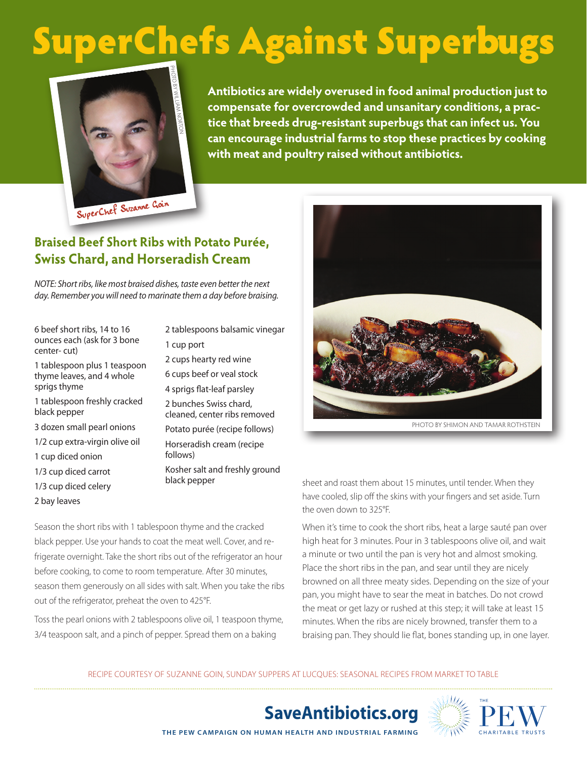# SuperChefs Against Superbugs

PHOTO BY WILLIAM NORTON

SuperChef Suzanne Goin

**Antibiotics are widely overused in food animal production just to compensate for overcrowded and unsanitary conditions, a practice that breeds drug-resistant superbugs that can infect us. You can encourage industrial farms to stop these practices by cooking with meat and poultry raised without antibiotics.**

## Braised Beef Short Ribs with Potato Purée, Swiss Chard, and Horseradish Cream

*NOTE: Short ribs, like most braised dishes, taste even better the next day. Remember you will need to marinate them a day before braising.*

- 6 beef short ribs, 14 to 16 ounces each (ask for 3 bone center- cut)
- 1 tablespoon plus 1 teaspoon thyme leaves, and 4 whole sprigs thyme
- 1 tablespoon freshly cracked black pepper
- 3 dozen small pearl onions
- 1/2 cup extra-virgin olive oil
- 1 cup diced onion
- 1/3 cup diced carrot
- 1/3 cup diced celery
- 2 bay leaves
- 2 tablespoons balsamic vinegar
- 1 cup port
- 2 cups hearty red wine
- 6 cups beef or veal stock
- 4 sprigs flat-leaf parsley
- 2 bunches Swiss chard, cleaned, center ribs removed
- Potato purée (recipe follows)
- Horseradish cream (recipe follows)
- Kosher salt and freshly ground black pepper

Season the short ribs with 1 tablespoon thyme and the cracked black pepper. Use your hands to coat the meat well. Cover, and refrigerate overnight. Take the short ribs out of the refrigerator an hour before cooking, to come to room temperature. After 30 minutes, season them generously on all sides with salt. When you take the ribs out of the refrigerator, preheat the oven to 425°F.

Toss the pearl onions with 2 tablespoons olive oil, 1 teaspoon thyme, 3/4 teaspoon salt, and a pinch of pepper. Spread them on a baking sheet and roast them about 15 minutes, until tender. When they have cooled, slip off the skins with your fingers and set aside. Turn the oven down to 325°F.

PHOTO BY SHIMON AND TAMAR ROTHSTEIN

When it's time to cook the short ribs, heat a large sauté pan over high heat for 3 minutes. Pour in 3 tablespoons olive oil, and wait a minute or two until the pan is very hot and almost smoking. Place the short ribs in the pan, and sear until they are nicely browned on all three meaty sides. Depending on the size of your pan, you might have to sear the meat in batches. Do not crowd the meat or get lazy or rushed at this step; it will take at least 15 minutes. When the ribs are nicely browned, transfer them to a braising pan. They should lie flat, bones standing up, in one layer.

RECIPE COURTESY OF SUZANNE GOIN, SUNDAY SUPPERS AT LUCQUES: SEASONAL RECIPES FROM MARKET TO TABLE

**SaveAntibiotics.org**

THE PEW CAMPAIGN ON HUMAN HEALTH AND INDUSTRIAL FARMING

THE PEW CHARITABLE TRUSTS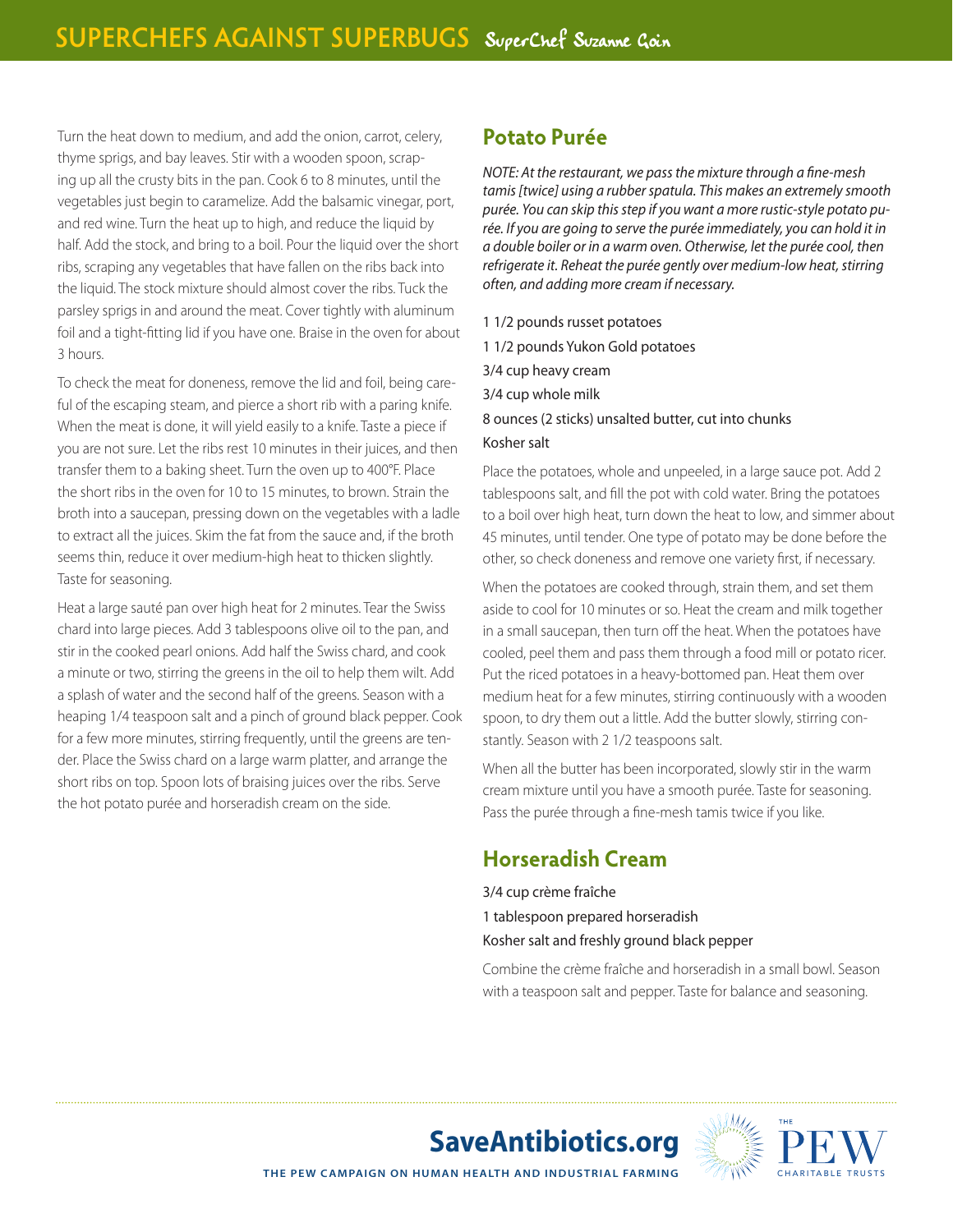Turn the heat down to medium, and add the onion, carrot, celery, thyme sprigs, and bay leaves. Stir with a wooden spoon, scraping up all the crusty bits in the pan. Cook 6 to 8 minutes, until the vegetables just begin to caramelize. Add the balsamic vinegar, port, and red wine. Turn the heat up to high, and reduce the liquid by half. Add the stock, and bring to a boil. Pour the liquid over the short ribs, scraping any vegetables that have fallen on the ribs back into the liquid. The stock mixture should almost cover the ribs. Tuck the parsley sprigs in and around the meat. Cover tightly with aluminum foil and a tight-fitting lid if you have one. Braise in the oven for about 3 hours.

To check the meat for doneness, remove the lid and foil, being careful of the escaping steam, and pierce a short rib with a paring knife. When the meat is done, it will yield easily to a knife. Taste a piece if you are not sure. Let the ribs rest 10 minutes in their juices, and then transfer them to a baking sheet. Turn the oven up to 400°F. Place the short ribs in the oven for 10 to 15 minutes, to brown. Strain the broth into a saucepan, pressing down on the vegetables with a ladle to extract all the juices. Skim the fat from the sauce and, if the broth seems thin, reduce it over medium-high heat to thicken slightly. Taste for seasoning.

Heat a large sauté pan over high heat for 2 minutes. Tear the Swiss chard into large pieces. Add 3 tablespoons olive oil to the pan, and stir in the cooked pearl onions. Add half the Swiss chard, and cook a minute or two, stirring the greens in the oil to help them wilt. Add a splash of water and the second half of the greens. Season with a heaping 1/4 teaspoon salt and a pinch of ground black pepper. Cook for a few more minutes, stirring frequently, until the greens are tender. Place the Swiss chard on a large warm platter, and arrange the short ribs on top. Spoon lots of braising juices over the ribs. Serve the hot potato purée and horseradish cream on the side.

## Potato Purée

*NOTE: At the restaurant, we pass the mixture through a fine-mesh tamis [twice] using a rubber spatula. This makes an extremely smooth purée. You can skip this step if you want a more rustic-style potato purée. If you are going to serve the purée immediately, you can hold it in a double boiler or in a warm oven. Otherwise, let the purée cool, then refrigerate it. Reheat the purée gently over medium-low heat, stirring often, and adding more cream if necessary.*

1 1/2 pounds russet potatoes
1 1/2 pounds Yukon Gold potatoes
3/4 cup heavy cream
3/4 cup whole milk
8 ounces (2 sticks) unsalted butter, cut into chunks
Kosher salt

Place the potatoes, whole and unpeeled, in a large sauce pot. Add 2 tablespoons salt, and fill the pot with cold water. Bring the potatoes to a boil over high heat, turn down the heat to low, and simmer about 45 minutes, until tender. One type of potato may be done before the other, so check doneness and remove one variety first, if necessary.

When the potatoes are cooked through, strain them, and set them aside to cool for 10 minutes or so. Heat the cream and milk together in a small saucepan, then turn off the heat. When the potatoes have cooled, peel them and pass them through a food mill or potato ricer. Put the riced potatoes in a heavy-bottomed pan. Heat them over medium heat for a few minutes, stirring continuously with a wooden spoon, to dry them out a little. Add the butter slowly, stirring constantly. Season with 2 1/2 teaspoons salt.

When all the butter has been incorporated, slowly stir in the warm cream mixture until you have a smooth purée. Taste for seasoning. Pass the purée through a fine-mesh tamis twice if you like.

## Horseradish Cream

3/4 cup crème fraîche
1 tablespoon prepared horseradish
Kosher salt and freshly ground black pepper

Combine the crème fraîche and horseradish in a small bowl. Season with a teaspoon salt and pepper. Taste for balance and seasoning.

**SaveAntibiotics.org**

THE PEW CAMPAIGN ON HUMAN HEALTH AND INDUSTRIAL FARMING

THE PEW CHARITABLE TRUSTS